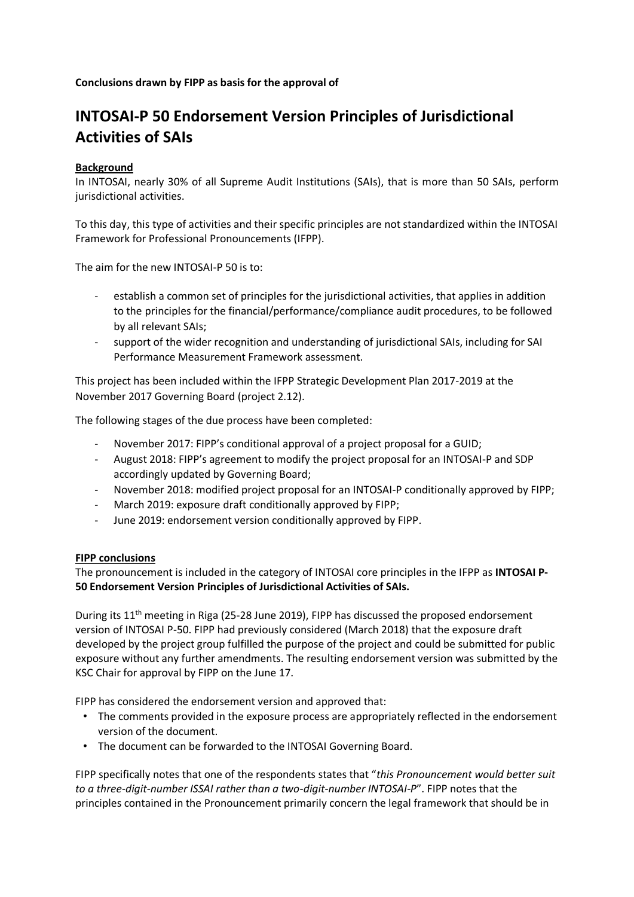**Conclusions drawn by FIPP as basis for the approval of**

# INTOSAI-P 50 Endorsement Version Principles of Jurisdictional Activities of SAIs

## Background

In INTOSAI, nearly 30% of all Supreme Audit Institutions (SAIs), that is more than 50 SAIs, perform jurisdictional activities.

To this day, this type of activities and their specific principles are not standardized within the INTOSAI Framework for Professional Pronouncements (IFPP).

The aim for the new INTOSAI-P 50 is to:

- establish a common set of principles for the jurisdictional activities, that applies in addition to the principles for the financial/performance/compliance audit procedures, to be followed by all relevant SAIs;
- support of the wider recognition and understanding of jurisdictional SAIs, including for SAI Performance Measurement Framework assessment.

This project has been included within the IFPP Strategic Development Plan 2017-2019 at the November 2017 Governing Board (project 2.12).

The following stages of the due process have been completed:

- November 2017: FIPP's conditional approval of a project proposal for a GUID;
- August 2018: FIPP's agreement to modify the project proposal for an INTOSAI-P and SDP accordingly updated by Governing Board;
- November 2018: modified project proposal for an INTOSAI-P conditionally approved by FIPP;
- March 2019: exposure draft conditionally approved by FIPP;
- June 2019: endorsement version conditionally approved by FIPP.

## FIPP conclusions

The pronouncement is included in the category of INTOSAI core principles in the IFPP as **INTOSAI P-50 Endorsement Version Principles of Jurisdictional Activities of SAIs.**

During its 11th meeting in Riga (25-28 June 2019), FIPP has discussed the proposed endorsement version of INTOSAI P-50. FIPP had previously considered (March 2018) that the exposure draft developed by the project group fulfilled the purpose of the project and could be submitted for public exposure without any further amendments. The resulting endorsement version was submitted by the KSC Chair for approval by FIPP on the June 17.

FIPP has considered the endorsement version and approved that:

- The comments provided in the exposure process are appropriately reflected in the endorsement version of the document.
- The document can be forwarded to the INTOSAI Governing Board.

FIPP specifically notes that one of the respondents states that "*this Pronouncement would better suit to a three-digit-number ISSAI rather than a two-digit-number INTOSAI-P*". FIPP notes that the principles contained in the Pronouncement primarily concern the legal framework that should be in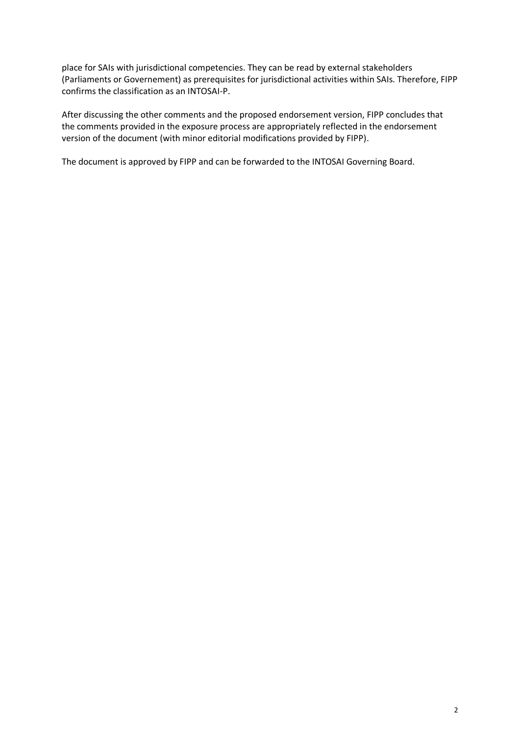place for SAIs with jurisdictional competencies. They can be read by external stakeholders (Parliaments or Governement) as prerequisites for jurisdictional activities within SAIs. Therefore, FIPP confirms the classification as an INTOSAI-P.

After discussing the other comments and the proposed endorsement version, FIPP concludes that the comments provided in the exposure process are appropriately reflected in the endorsement version of the document (with minor editorial modifications provided by FIPP).

The document is approved by FIPP and can be forwarded to the INTOSAI Governing Board.